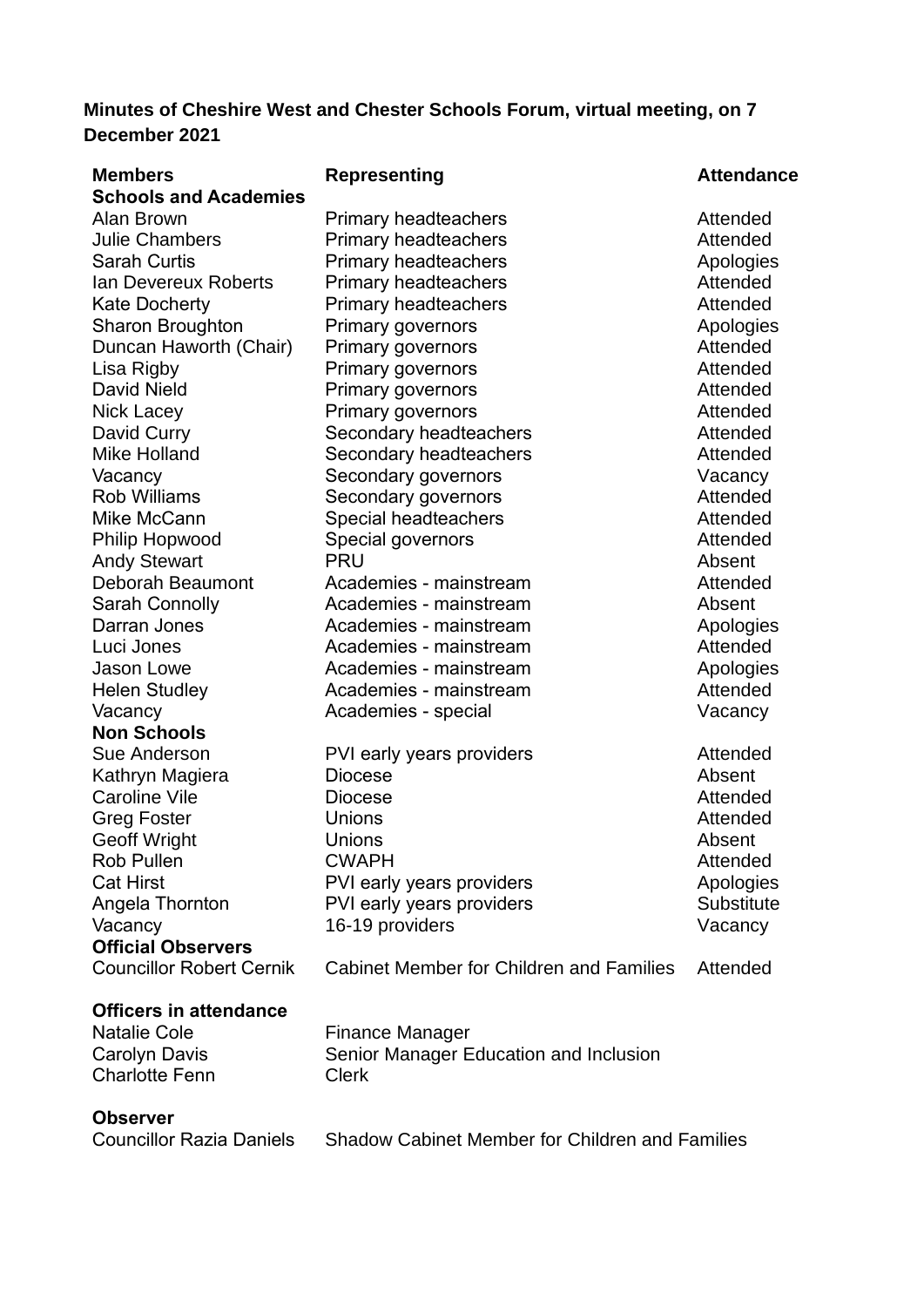**Minutes of Cheshire West and Chester Schools Forum, virtual meeting, on 7 December 2021**

| Members | Representing | Attendance |
|---|---|---|
| **Schools and Academies** | | |
| Alan Brown | Primary headteachers | Attended |
| Julie Chambers | Primary headteachers | Attended |
| Sarah Curtis | Primary headteachers | Apologies |
| Ian Devereux Roberts | Primary headteachers | Attended |
| Kate Docherty | Primary headteachers | Attended |
| Sharon Broughton | Primary governors | Apologies |
| Duncan Haworth (Chair) | Primary governors | Attended |
| Lisa Rigby | Primary governors | Attended |
| David Nield | Primary governors | Attended |
| Nick Lacey | Primary governors | Attended |
| David Curry | Secondary headteachers | Attended |
| Mike Holland | Secondary headteachers | Attended |
| Vacancy | Secondary governors | Vacancy |
| Rob Williams | Secondary governors | Attended |
| Mike McCann | Special headteachers | Attended |
| Philip Hopwood | Special governors | Attended |
| Andy Stewart | PRU | Absent |
| Deborah Beaumont | Academies - mainstream | Attended |
| Sarah Connolly | Academies - mainstream | Absent |
| Darran Jones | Academies - mainstream | Apologies |
| Luci Jones | Academies - mainstream | Attended |
| Jason Lowe | Academies - mainstream | Apologies |
| Helen Studley | Academies - mainstream | Attended |
| Vacancy | Academies - special | Vacancy |
| **Non Schools** | | |
| Sue Anderson | PVI early years providers | Attended |
| Kathryn Magiera | Diocese | Absent |
| Caroline Vile | Diocese | Attended |
| Greg Foster | Unions | Attended |
| Geoff Wright | Unions | Absent |
| Rob Pullen | CWAPH | Attended |
| Cat Hirst | PVI early years providers | Apologies |
| Angela Thornton | PVI early years providers | Substitute |
| Vacancy | 16-19 providers | Vacancy |
| **Official Observers** | | |
| Councillor Robert Cernik | Cabinet Member for Children and Families | Attended |

**Officers in attendance**

| | |
|---|---|
| Natalie Cole | Finance Manager |
| Carolyn Davis | Senior Manager Education and Inclusion |
| Charlotte Fenn | Clerk |

**Observer**

| | |
|---|---|
| Councillor Razia Daniels | Shadow Cabinet Member for Children and Families |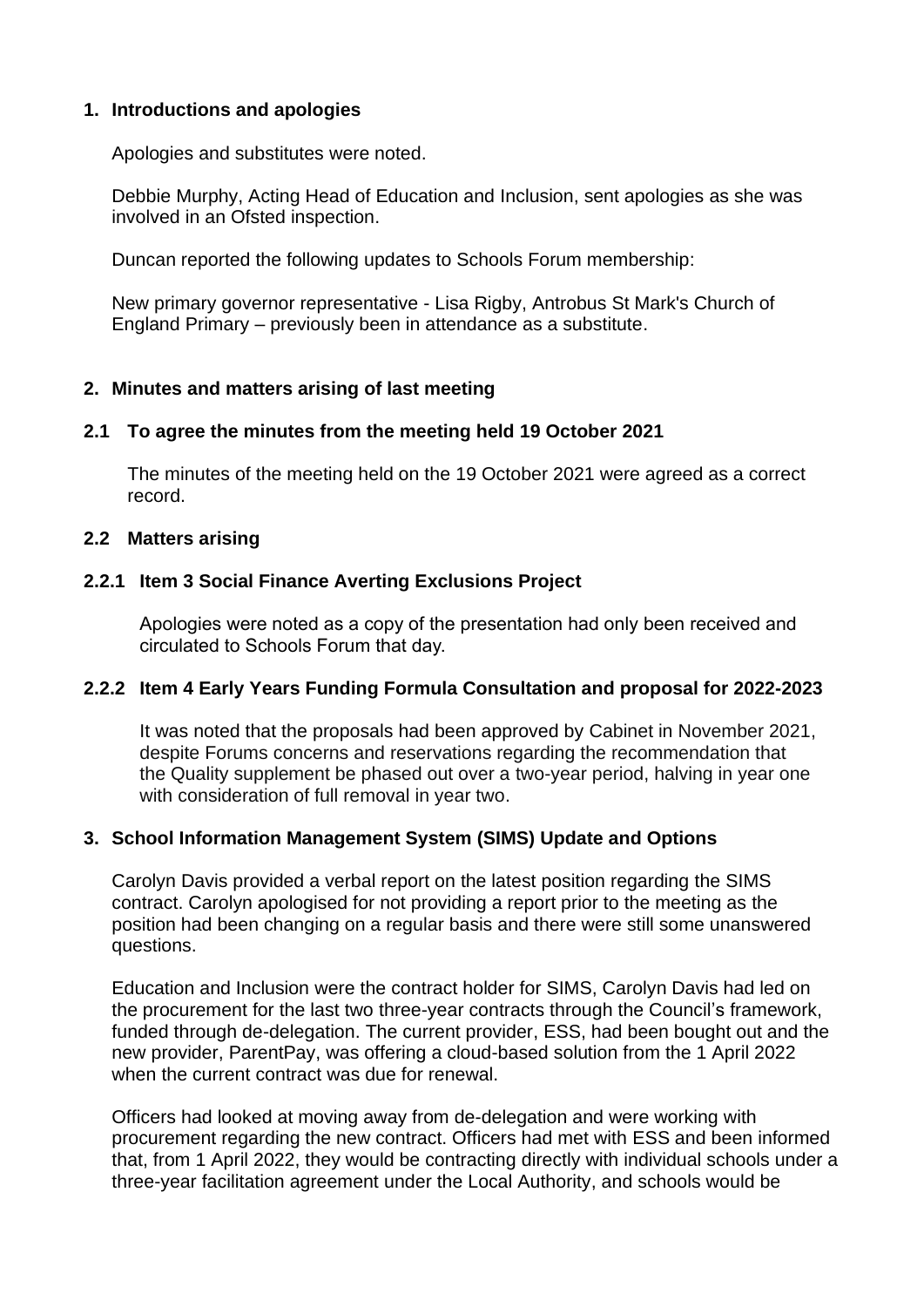## 1. Introductions and apologies

Apologies and substitutes were noted.

Debbie Murphy, Acting Head of Education and Inclusion, sent apologies as she was involved in an Ofsted inspection.

Duncan reported the following updates to Schools Forum membership:

New primary governor representative - Lisa Rigby, Antrobus St Mark's Church of England Primary – previously been in attendance as a substitute.

## 2. Minutes and matters arising of last meeting

### 2.1 To agree the minutes from the meeting held 19 October 2021

The minutes of the meeting held on the 19 October 2021 were agreed as a correct record.

### 2.2 Matters arising

#### 2.2.1 Item 3 Social Finance Averting Exclusions Project

Apologies were noted as a copy of the presentation had only been received and circulated to Schools Forum that day.

#### 2.2.2 Item 4 Early Years Funding Formula Consultation and proposal for 2022-2023

It was noted that the proposals had been approved by Cabinet in November 2021, despite Forums concerns and reservations regarding the recommendation that the Quality supplement be phased out over a two-year period, halving in year one with consideration of full removal in year two.

## 3. School Information Management System (SIMS) Update and Options

Carolyn Davis provided a verbal report on the latest position regarding the SIMS contract. Carolyn apologised for not providing a report prior to the meeting as the position had been changing on a regular basis and there were still some unanswered questions.

Education and Inclusion were the contract holder for SIMS, Carolyn Davis had led on the procurement for the last two three-year contracts through the Council's framework, funded through de-delegation. The current provider, ESS, had been bought out and the new provider, ParentPay, was offering a cloud-based solution from the 1 April 2022 when the current contract was due for renewal.

Officers had looked at moving away from de-delegation and were working with procurement regarding the new contract. Officers had met with ESS and been informed that, from 1 April 2022, they would be contracting directly with individual schools under a three-year facilitation agreement under the Local Authority, and schools would be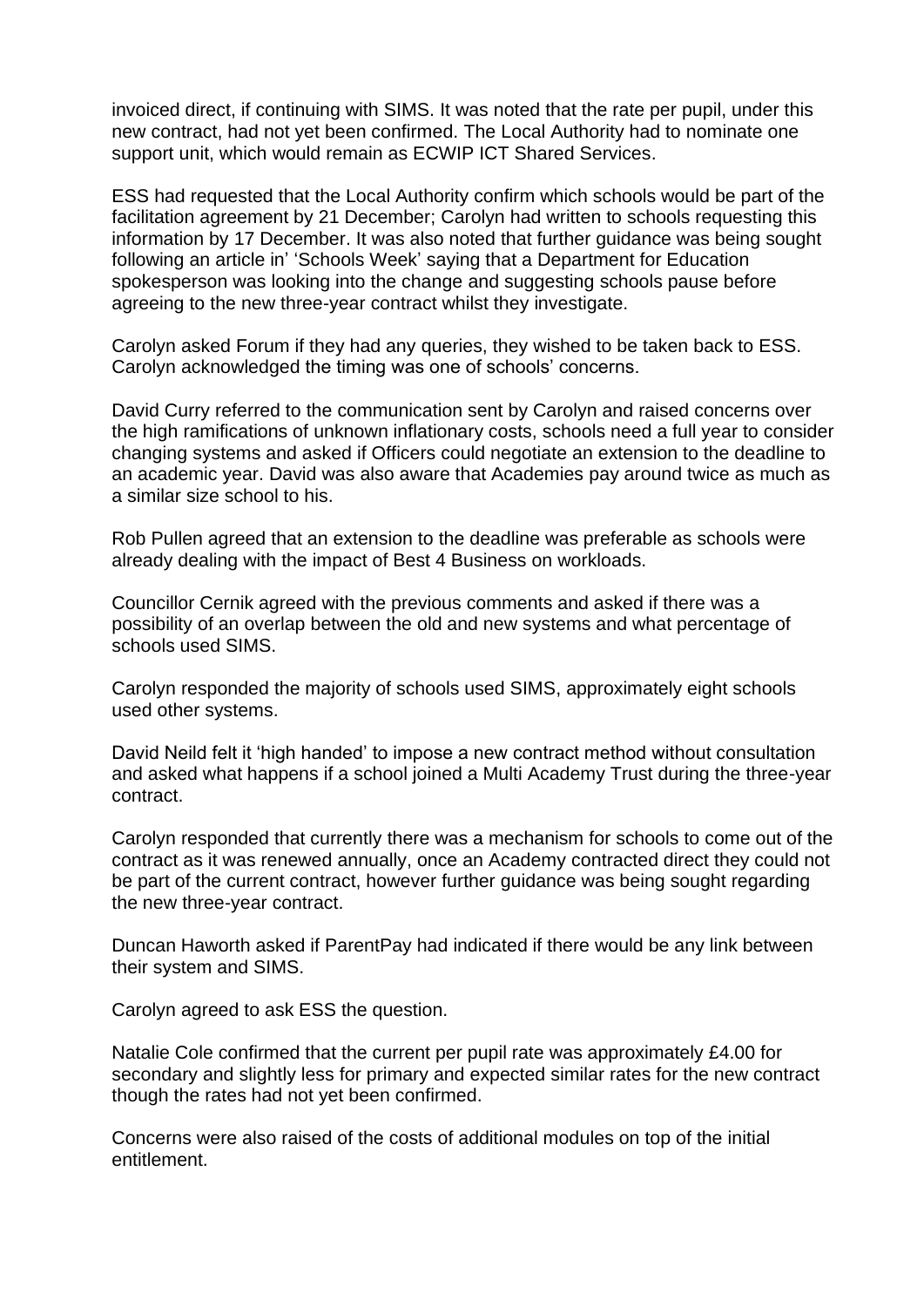invoiced direct, if continuing with SIMS. It was noted that the rate per pupil, under this new contract, had not yet been confirmed. The Local Authority had to nominate one support unit, which would remain as ECWIP ICT Shared Services.

ESS had requested that the Local Authority confirm which schools would be part of the facilitation agreement by 21 December; Carolyn had written to schools requesting this information by 17 December. It was also noted that further guidance was being sought following an article in' 'Schools Week' saying that a Department for Education spokesperson was looking into the change and suggesting schools pause before agreeing to the new three-year contract whilst they investigate.

Carolyn asked Forum if they had any queries, they wished to be taken back to ESS. Carolyn acknowledged the timing was one of schools' concerns.

David Curry referred to the communication sent by Carolyn and raised concerns over the high ramifications of unknown inflationary costs, schools need a full year to consider changing systems and asked if Officers could negotiate an extension to the deadline to an academic year. David was also aware that Academies pay around twice as much as a similar size school to his.

Rob Pullen agreed that an extension to the deadline was preferable as schools were already dealing with the impact of Best 4 Business on workloads.

Councillor Cernik agreed with the previous comments and asked if there was a possibility of an overlap between the old and new systems and what percentage of schools used SIMS.

Carolyn responded the majority of schools used SIMS, approximately eight schools used other systems.

David Neild felt it 'high handed' to impose a new contract method without consultation and asked what happens if a school joined a Multi Academy Trust during the three-year contract.

Carolyn responded that currently there was a mechanism for schools to come out of the contract as it was renewed annually, once an Academy contracted direct they could not be part of the current contract, however further guidance was being sought regarding the new three-year contract.

Duncan Haworth asked if ParentPay had indicated if there would be any link between their system and SIMS.

Carolyn agreed to ask ESS the question.

Natalie Cole confirmed that the current per pupil rate was approximately £4.00 for secondary and slightly less for primary and expected similar rates for the new contract though the rates had not yet been confirmed.

Concerns were also raised of the costs of additional modules on top of the initial entitlement.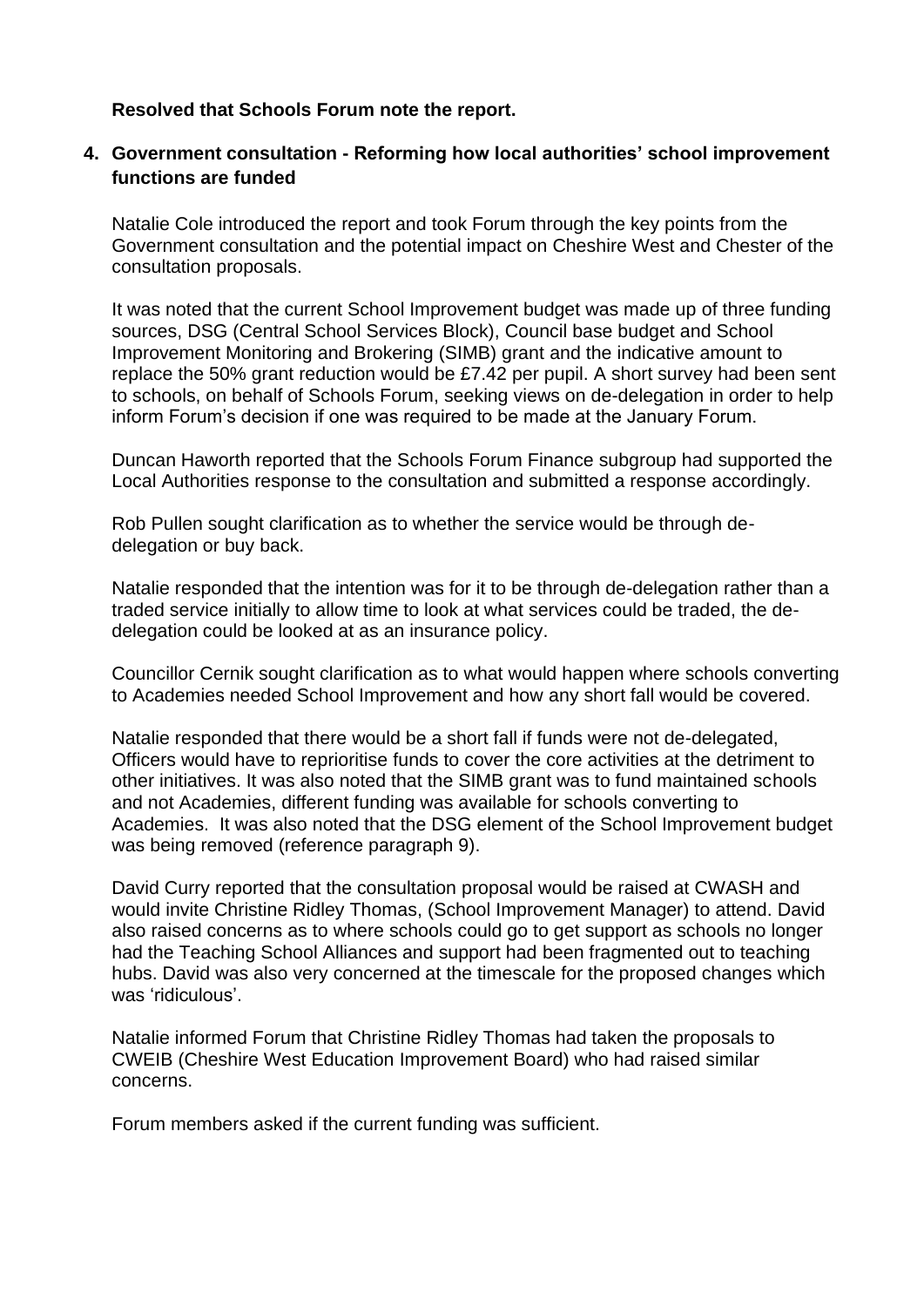**Resolved that Schools Forum note the report.**

## 4. Government consultation - Reforming how local authorities' school improvement functions are funded

Natalie Cole introduced the report and took Forum through the key points from the Government consultation and the potential impact on Cheshire West and Chester of the consultation proposals.

It was noted that the current School Improvement budget was made up of three funding sources, DSG (Central School Services Block), Council base budget and School Improvement Monitoring and Brokering (SIMB) grant and the indicative amount to replace the 50% grant reduction would be £7.42 per pupil. A short survey had been sent to schools, on behalf of Schools Forum, seeking views on de-delegation in order to help inform Forum's decision if one was required to be made at the January Forum.

Duncan Haworth reported that the Schools Forum Finance subgroup had supported the Local Authorities response to the consultation and submitted a response accordingly.

Rob Pullen sought clarification as to whether the service would be through de-delegation or buy back.

Natalie responded that the intention was for it to be through de-delegation rather than a traded service initially to allow time to look at what services could be traded, the de-delegation could be looked at as an insurance policy.

Councillor Cernik sought clarification as to what would happen where schools converting to Academies needed School Improvement and how any short fall would be covered.

Natalie responded that there would be a short fall if funds were not de-delegated, Officers would have to reprioritise funds to cover the core activities at the detriment to other initiatives. It was also noted that the SIMB grant was to fund maintained schools and not Academies, different funding was available for schools converting to Academies. It was also noted that the DSG element of the School Improvement budget was being removed (reference paragraph 9).

David Curry reported that the consultation proposal would be raised at CWASH and would invite Christine Ridley Thomas, (School Improvement Manager) to attend. David also raised concerns as to where schools could go to get support as schools no longer had the Teaching School Alliances and support had been fragmented out to teaching hubs. David was also very concerned at the timescale for the proposed changes which was 'ridiculous'.

Natalie informed Forum that Christine Ridley Thomas had taken the proposals to CWEIB (Cheshire West Education Improvement Board) who had raised similar concerns.

Forum members asked if the current funding was sufficient.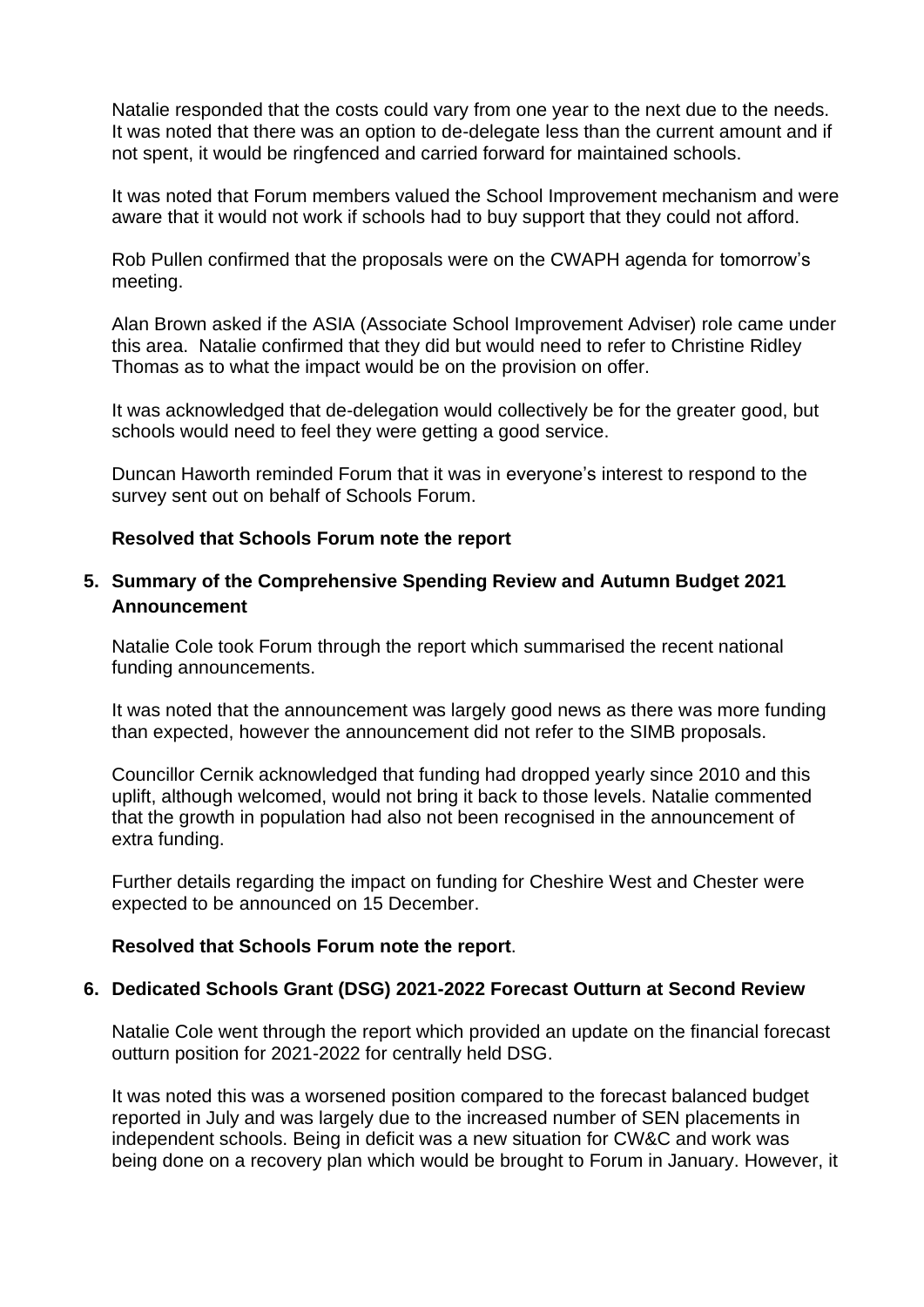Natalie responded that the costs could vary from one year to the next due to the needs. It was noted that there was an option to de-delegate less than the current amount and if not spent, it would be ringfenced and carried forward for maintained schools.

It was noted that Forum members valued the School Improvement mechanism and were aware that it would not work if schools had to buy support that they could not afford.

Rob Pullen confirmed that the proposals were on the CWAPH agenda for tomorrow's meeting.

Alan Brown asked if the ASIA (Associate School Improvement Adviser) role came under this area. Natalie confirmed that they did but would need to refer to Christine Ridley Thomas as to what the impact would be on the provision on offer.

It was acknowledged that de-delegation would collectively be for the greater good, but schools would need to feel they were getting a good service.

Duncan Haworth reminded Forum that it was in everyone's interest to respond to the survey sent out on behalf of Schools Forum.

**Resolved that Schools Forum note the report**

## 5. Summary of the Comprehensive Spending Review and Autumn Budget 2021 Announcement

Natalie Cole took Forum through the report which summarised the recent national funding announcements.

It was noted that the announcement was largely good news as there was more funding than expected, however the announcement did not refer to the SIMB proposals.

Councillor Cernik acknowledged that funding had dropped yearly since 2010 and this uplift, although welcomed, would not bring it back to those levels. Natalie commented that the growth in population had also not been recognised in the announcement of extra funding.

Further details regarding the impact on funding for Cheshire West and Chester were expected to be announced on 15 December.

**Resolved that Schools Forum note the report**.

## 6. Dedicated Schools Grant (DSG) 2021-2022 Forecast Outturn at Second Review

Natalie Cole went through the report which provided an update on the financial forecast outturn position for 2021-2022 for centrally held DSG.

It was noted this was a worsened position compared to the forecast balanced budget reported in July and was largely due to the increased number of SEN placements in independent schools. Being in deficit was a new situation for CW&C and work was being done on a recovery plan which would be brought to Forum in January. However, it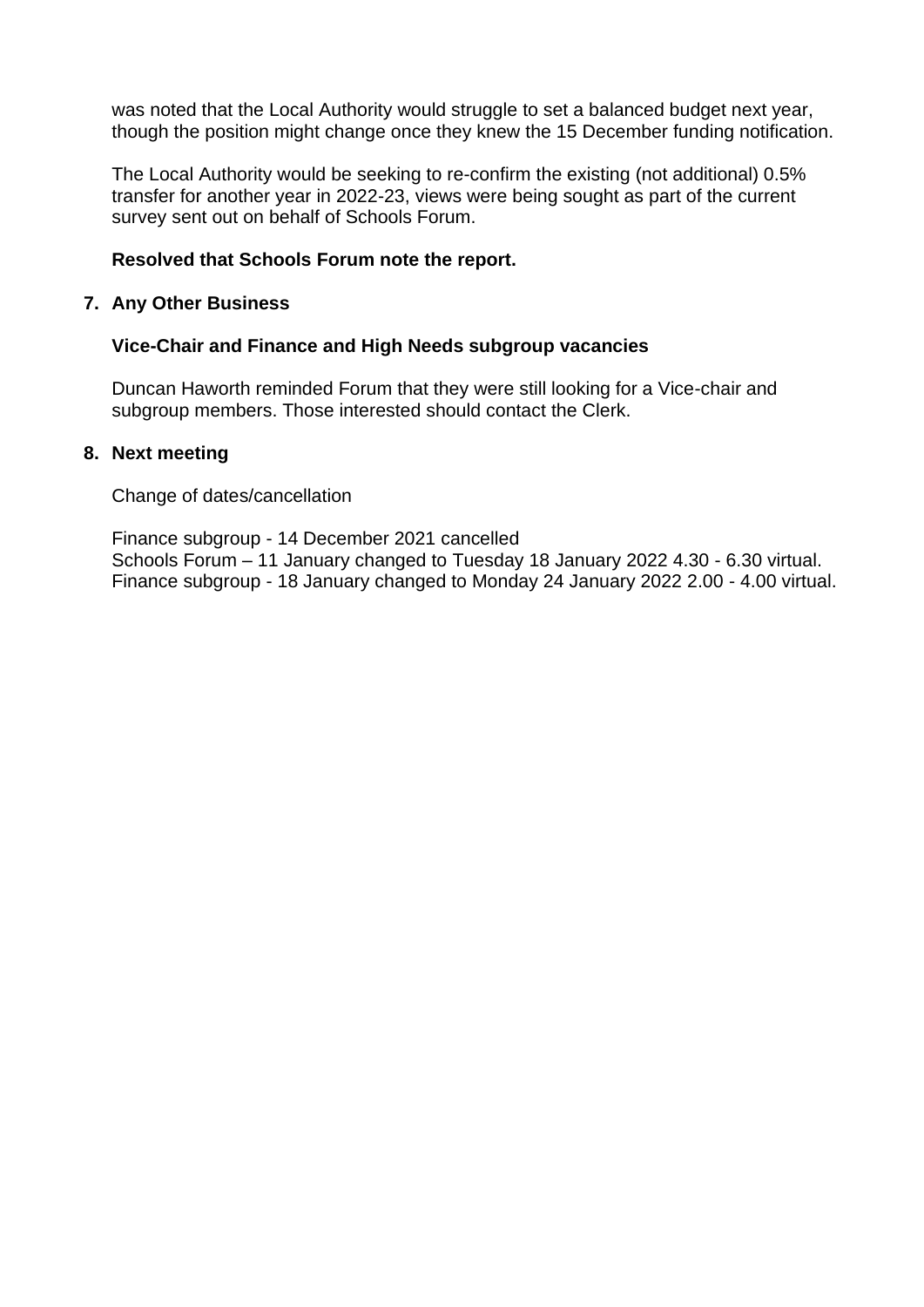was noted that the Local Authority would struggle to set a balanced budget next year, though the position might change once they knew the 15 December funding notification.

The Local Authority would be seeking to re-confirm the existing (not additional) 0.5% transfer for another year in 2022-23, views were being sought as part of the current survey sent out on behalf of Schools Forum.

**Resolved that Schools Forum note the report.**

## 7. Any Other Business

**Vice-Chair and Finance and High Needs subgroup vacancies**

Duncan Haworth reminded Forum that they were still looking for a Vice-chair and subgroup members. Those interested should contact the Clerk.

## 8. Next meeting

Change of dates/cancellation

Finance subgroup - 14 December 2021 cancelled
Schools Forum – 11 January changed to Tuesday 18 January 2022 4.30 - 6.30 virtual.
Finance subgroup - 18 January changed to Monday 24 January 2022 2.00 - 4.00 virtual.